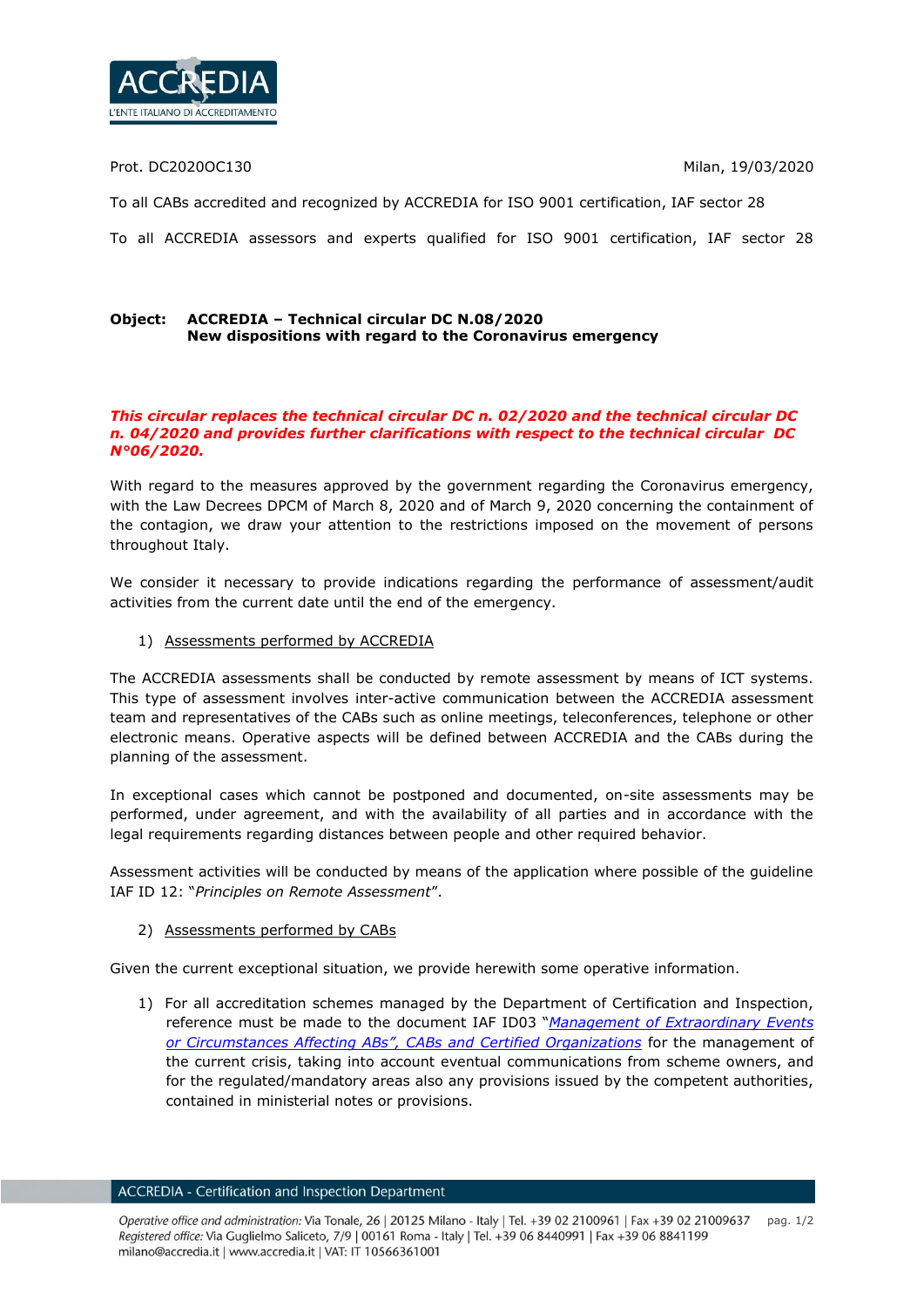Prot. DC2020OC130

Milan, 19/03/2020

To all CABs accredited and recognized by ACCREDIA for ISO 9001 certification, IAF sector 28

To all ACCREDIA assessors and experts qualified for ISO 9001 certification, IAF sector 28

**Object: ACCREDIA – Technical circular DC N.08/2020**
**New dispositions with regard to the Coronavirus emergency**

***This circular replaces the technical circular DC n. 02/2020 and the technical circular DC n. 04/2020 and provides further clarifications with respect to the technical circular DC N°06/2020.***

With regard to the measures approved by the government regarding the Coronavirus emergency, with the Law Decrees DPCM of March 8, 2020 and of March 9, 2020 concerning the containment of the contagion, we draw your attention to the restrictions imposed on the movement of persons throughout Italy.

We consider it necessary to provide indications regarding the performance of assessment/audit activities from the current date until the end of the emergency.

1) Assessments performed by ACCREDIA

The ACCREDIA assessments shall be conducted by remote assessment by means of ICT systems. This type of assessment involves inter-active communication between the ACCREDIA assessment team and representatives of the CABs such as online meetings, teleconferences, telephone or other electronic means. Operative aspects will be defined between ACCREDIA and the CABs during the planning of the assessment.

In exceptional cases which cannot be postponed and documented, on-site assessments may be performed, under agreement, and with the availability of all parties and in accordance with the legal requirements regarding distances between people and other required behavior.

Assessment activities will be conducted by means of the application where possible of the guideline IAF ID 12: "*Principles on Remote Assessment*".

2) Assessments performed by CABs

Given the current exceptional situation, we provide herewith some operative information.

1) For all accreditation schemes managed by the Department of Certification and Inspection, reference must be made to the document IAF ID03 "*Management of Extraordinary Events or Circumstances Affecting ABs", CABs and Certified Organizations* for the management of the current crisis, taking into account eventual communications from scheme owners, and for the regulated/mandatory areas also any provisions issued by the competent authorities, contained in ministerial notes or provisions.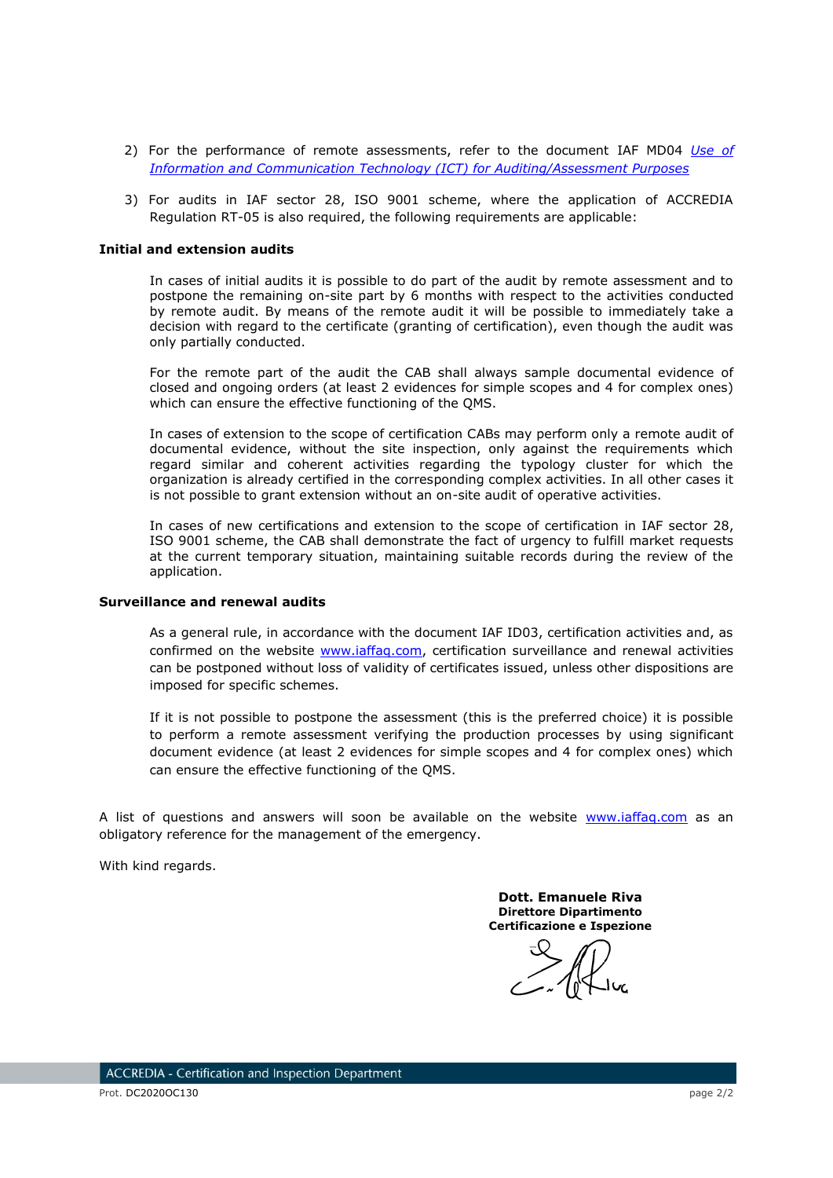2) For the performance of remote assessments, refer to the document IAF MD04 *Use of Information and Communication Technology (ICT) for Auditing/Assessment Purposes*

3) For audits in IAF sector 28, ISO 9001 scheme, where the application of ACCREDIA Regulation RT-05 is also required, the following requirements are applicable:

**Initial and extension audits**

In cases of initial audits it is possible to do part of the audit by remote assessment and to postpone the remaining on-site part by 6 months with respect to the activities conducted by remote audit. By means of the remote audit it will be possible to immediately take a decision with regard to the certificate (granting of certification), even though the audit was only partially conducted.

For the remote part of the audit the CAB shall always sample documental evidence of closed and ongoing orders (at least 2 evidences for simple scopes and 4 for complex ones) which can ensure the effective functioning of the QMS.

In cases of extension to the scope of certification CABs may perform only a remote audit of documental evidence, without the site inspection, only against the requirements which regard similar and coherent activities regarding the typology cluster for which the organization is already certified in the corresponding complex activities. In all other cases it is not possible to grant extension without an on-site audit of operative activities.

In cases of new certifications and extension to the scope of certification in IAF sector 28, ISO 9001 scheme, the CAB shall demonstrate the fact of urgency to fulfill market requests at the current temporary situation, maintaining suitable records during the review of the application.

**Surveillance and renewal audits**

As a general rule, in accordance with the document IAF ID03, certification activities and, as confirmed on the website www.iaffaq.com, certification surveillance and renewal activities can be postponed without loss of validity of certificates issued, unless other dispositions are imposed for specific schemes.

If it is not possible to postpone the assessment (this is the preferred choice) it is possible to perform a remote assessment verifying the production processes by using significant document evidence (at least 2 evidences for simple scopes and 4 for complex ones) which can ensure the effective functioning of the QMS.

A list of questions and answers will soon be available on the website www.iaffaq.com as an obligatory reference for the management of the emergency.

With kind regards.

**Dott. Emanuele Riva**
**Direttore Dipartimento**
**Certificazione e Ispezione**